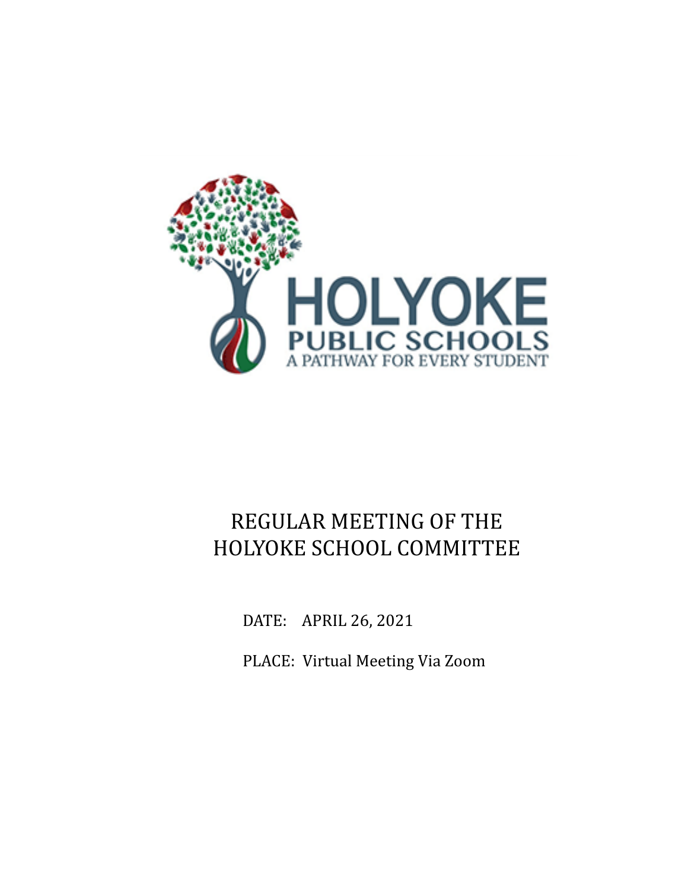HOLYOKE
PUBLIC SCHOOLS
A PATHWAY FOR EVERY STUDENT

# REGULAR MEETING OF THE HOLYOKE SCHOOL COMMITTEE

DATE: APRIL 26, 2021

PLACE: Virtual Meeting Via Zoom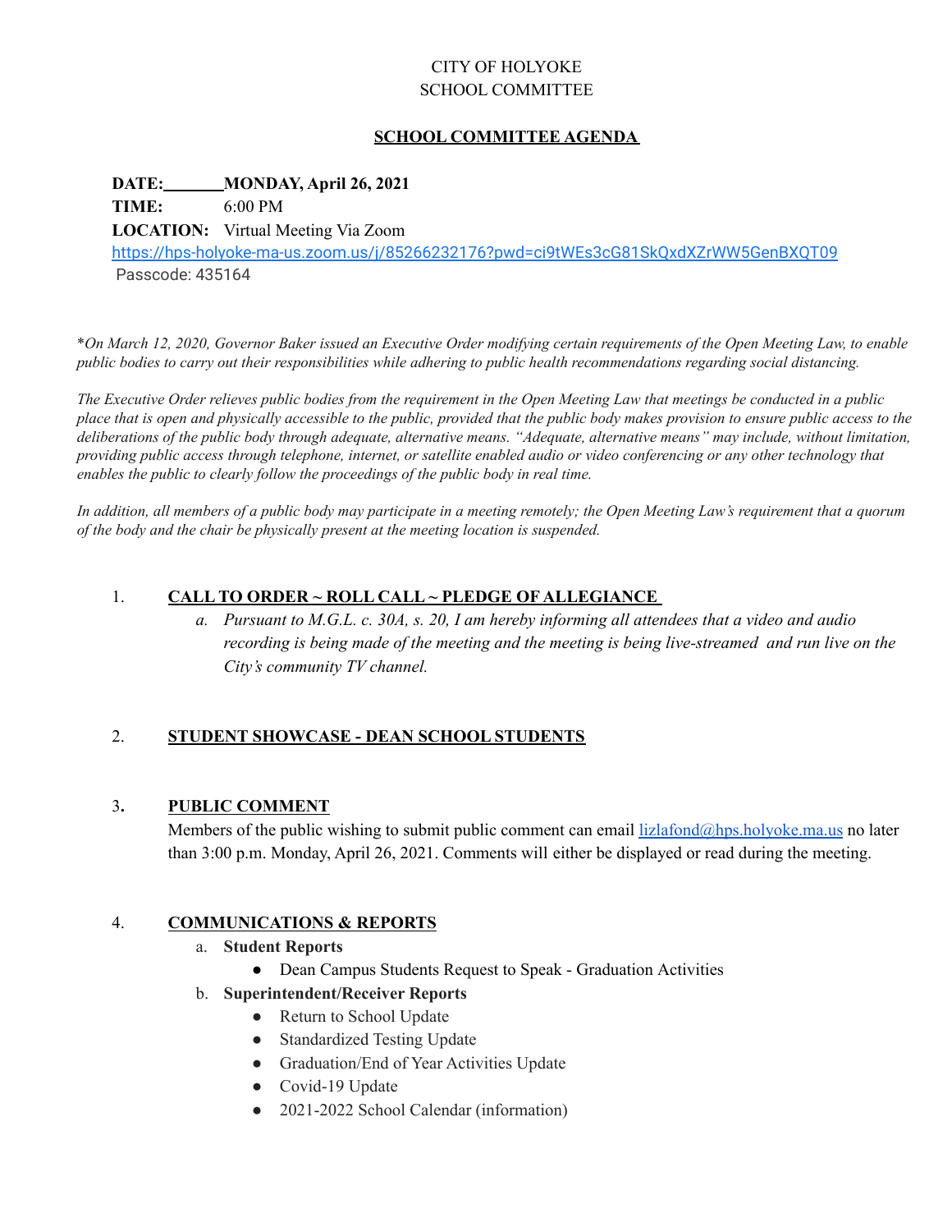CITY OF HOLYOKE
SCHOOL COMMITTEE

## SCHOOL COMMITTEE AGENDA

**DATE:** **MONDAY, April 26, 2021**
**TIME:** 6:00 PM
**LOCATION:** Virtual Meeting Via Zoom
https://hps-holyoke-ma-us.zoom.us/j/85266232176?pwd=ci9tWEs3cG81SkQxdXZrWW5GenBXQT09
Passcode: 435164

*\*On March 12, 2020, Governor Baker issued an Executive Order modifying certain requirements of the Open Meeting Law, to enable public bodies to carry out their responsibilities while adhering to public health recommendations regarding social distancing.*

*The Executive Order relieves public bodies from the requirement in the Open Meeting Law that meetings be conducted in a public place that is open and physically accessible to the public, provided that the public body makes provision to ensure public access to the deliberations of the public body through adequate, alternative means. "Adequate, alternative means" may include, without limitation, providing public access through telephone, internet, or satellite enabled audio or video conferencing or any other technology that enables the public to clearly follow the proceedings of the public body in real time.*

*In addition, all members of a public body may participate in a meeting remotely; the Open Meeting Law's requirement that a quorum of the body and the chair be physically present at the meeting location is suspended.*

1. **CALL TO ORDER ~ ROLL CALL ~ PLEDGE OF ALLEGIANCE**
   a. *Pursuant to M.G.L. c. 30A, s. 20, I am hereby informing all attendees that a video and audio recording is being made of the meeting and the meeting is being live-streamed and run live on the City's community TV channel.*

2. **STUDENT SHOWCASE - DEAN SCHOOL STUDENTS**

3. **PUBLIC COMMENT**
   Members of the public wishing to submit public comment can email lizlafond@hps.holyoke.ma.us no later than 3:00 p.m. Monday, April 26, 2021. Comments will either be displayed or read during the meeting.

4. **COMMUNICATIONS & REPORTS**
   a. **Student Reports**
      - Dean Campus Students Request to Speak - Graduation Activities
   b. **Superintendent/Receiver Reports**
      - Return to School Update
      - Standardized Testing Update
      - Graduation/End of Year Activities Update
      - Covid-19 Update
      - 2021-2022 School Calendar (information)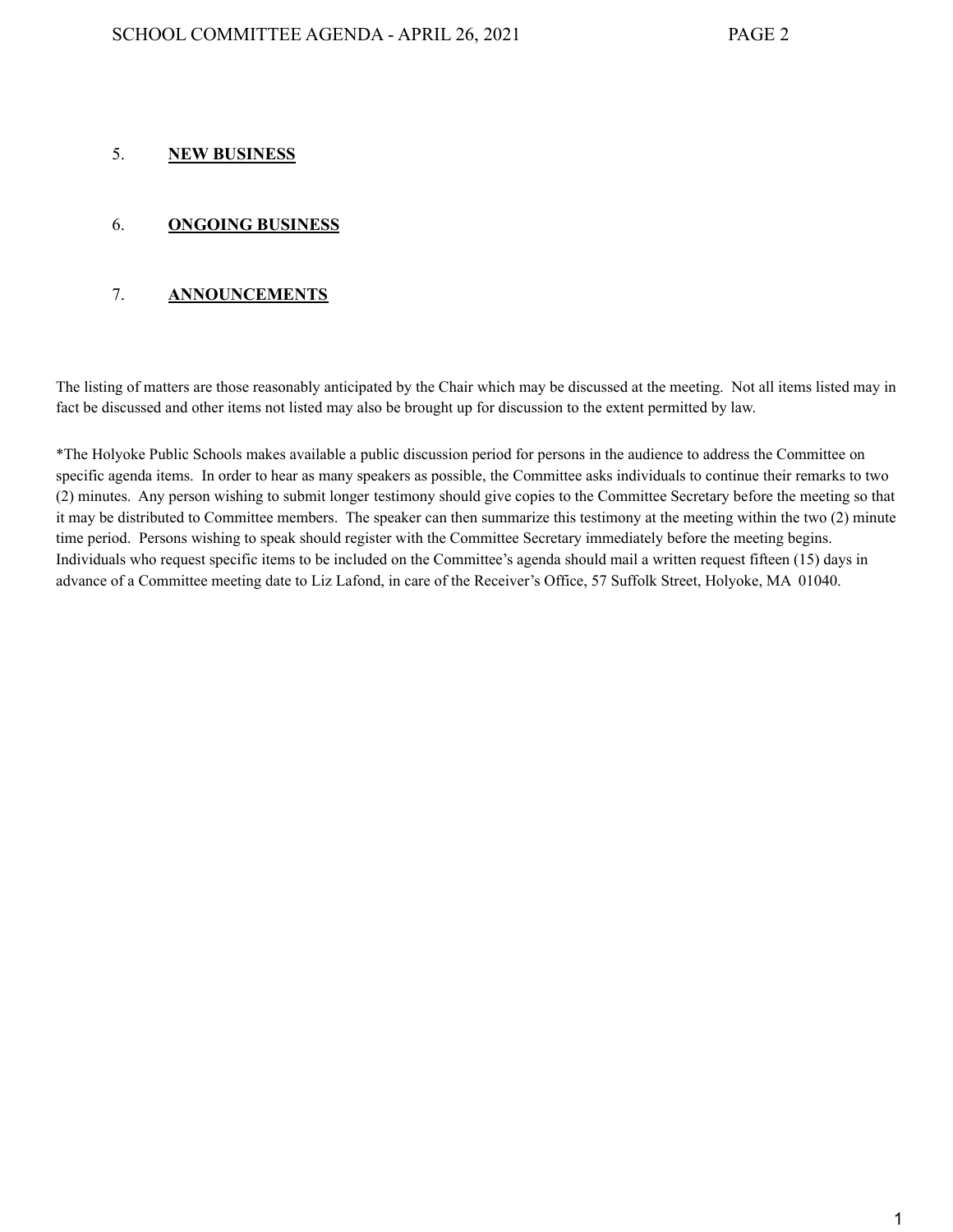5. **NEW BUSINESS**

6. **ONGOING BUSINESS**

7. **ANNOUNCEMENTS**

The listing of matters are those reasonably anticipated by the Chair which may be discussed at the meeting. Not all items listed may in fact be discussed and other items not listed may also be brought up for discussion to the extent permitted by law.

*The Holyoke Public Schools makes available a public discussion period for persons in the audience to address the Committee on specific agenda items. In order to hear as many speakers as possible, the Committee asks individuals to continue their remarks to two (2) minutes. Any person wishing to submit longer testimony should give copies to the Committee Secretary before the meeting so that it may be distributed to Committee members. The speaker can then summarize this testimony at the meeting within the two (2) minute time period. Persons wishing to speak should register with the Committee Secretary immediately before the meeting begins. Individuals who request specific items to be included on the Committee's agenda should mail a written request fifteen (15) days in advance of a Committee meeting date to Liz Lafond, in care of the Receiver's Office, 57 Suffolk Street, Holyoke, MA 01040.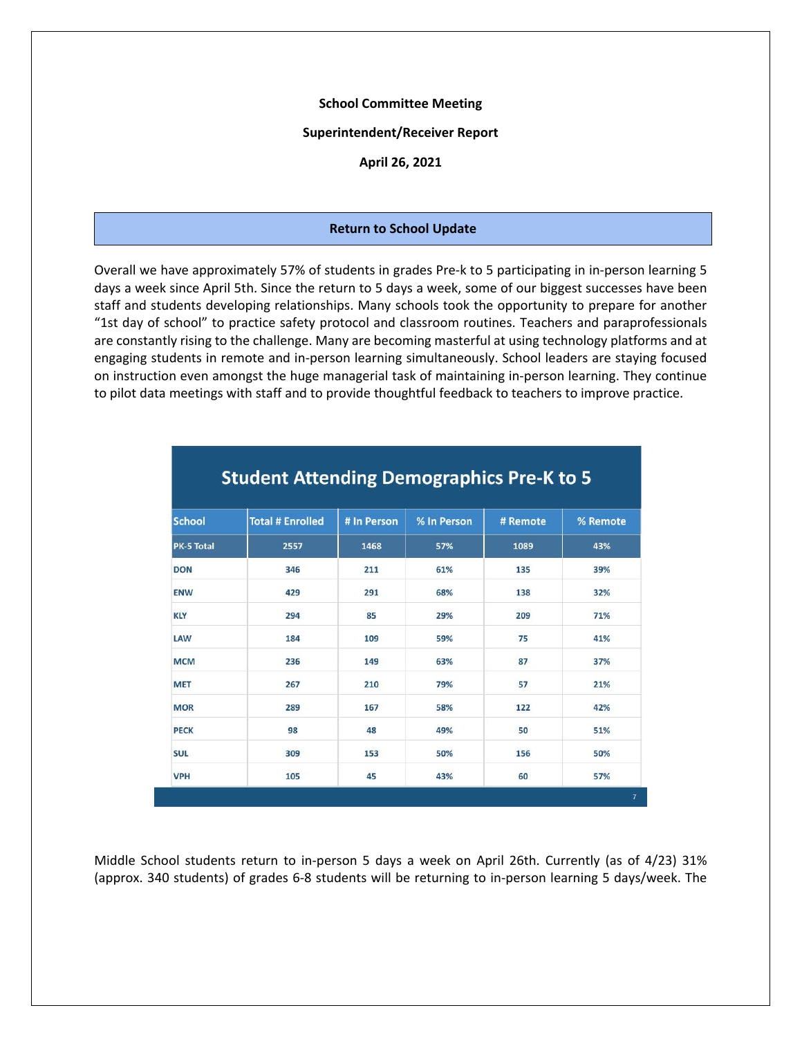**School Committee Meeting**

**Superintendent/Receiver Report**

**April 26, 2021**

## Return to School Update

Overall we have approximately 57% of students in grades Pre-k to 5 participating in in-person learning 5 days a week since April 5th. Since the return to 5 days a week, some of our biggest successes have been staff and students developing relationships. Many schools took the opportunity to prepare for another "1st day of school" to practice safety protocol and classroom routines. Teachers and paraprofessionals are constantly rising to the challenge. Many are becoming masterful at using technology platforms and at engaging students in remote and in-person learning simultaneously. School leaders are staying focused on instruction even amongst the huge managerial task of maintaining in-person learning. They continue to pilot data meetings with staff and to provide thoughtful feedback to teachers to improve practice.

**Student Attending Demographics Pre-K to 5**

| School | Total # Enrolled | # In Person | % In Person | # Remote | % Remote |
|---|---|---|---|---|---|
| PK-5 Total | 2557 | 1468 | 57% | 1089 | 43% |
| DON | 346 | 211 | 61% | 135 | 39% |
| ENW | 429 | 291 | 68% | 138 | 32% |
| KLY | 294 | 85 | 29% | 209 | 71% |
| LAW | 184 | 109 | 59% | 75 | 41% |
| MCM | 236 | 149 | 63% | 87 | 37% |
| MET | 267 | 210 | 79% | 57 | 21% |
| MOR | 289 | 167 | 58% | 122 | 42% |
| PECK | 98 | 48 | 49% | 50 | 51% |
| SUL | 309 | 153 | 50% | 156 | 50% |
| VPH | 105 | 45 | 43% | 60 | 57% |

Middle School students return to in-person 5 days a week on April 26th. Currently (as of 4/23) 31% (approx. 340 students) of grades 6-8 students will be returning to in-person learning 5 days/week. The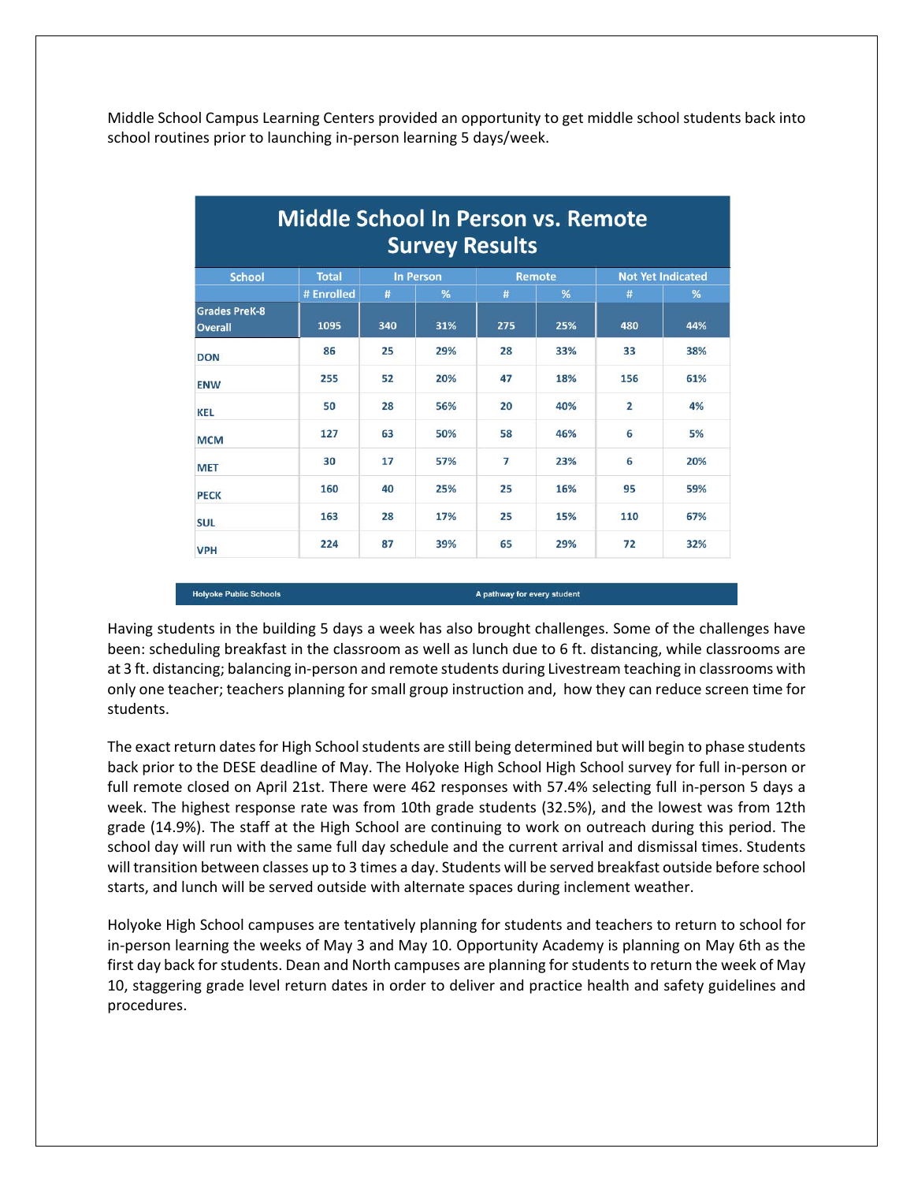Middle School Campus Learning Centers provided an opportunity to get middle school students back into school routines prior to launching in-person learning 5 days/week.

**Middle School In Person vs. Remote Survey Results**

| School | Total | In Person | | Remote | | Not Yet Indicated | |
|---|---|---|---|---|---|---|---|
| | # Enrolled | # | % | # | % | # | % |
| Grades PreK-8 Overall | 1095 | 340 | 31% | 275 | 25% | 480 | 44% |
| DON | 86 | 25 | 29% | 28 | 33% | 33 | 38% |
| ENW | 255 | 52 | 20% | 47 | 18% | 156 | 61% |
| KEL | 50 | 28 | 56% | 20 | 40% | 2 | 4% |
| MCM | 127 | 63 | 50% | 58 | 46% | 6 | 5% |
| MET | 30 | 17 | 57% | 7 | 23% | 6 | 20% |
| PECK | 160 | 40 | 25% | 25 | 16% | 95 | 59% |
| SUL | 163 | 28 | 17% | 25 | 15% | 110 | 67% |
| VPH | 224 | 87 | 39% | 65 | 29% | 72 | 32% |

Holyoke Public Schools — A pathway for every student

Having students in the building 5 days a week has also brought challenges. Some of the challenges have been: scheduling breakfast in the classroom as well as lunch due to 6 ft. distancing, while classrooms are at 3 ft. distancing; balancing in-person and remote students during Livestream teaching in classrooms with only one teacher; teachers planning for small group instruction and, how they can reduce screen time for students.

The exact return dates for High School students are still being determined but will begin to phase students back prior to the DESE deadline of May. The Holyoke High School High School survey for full in-person or full remote closed on April 21st. There were 462 responses with 57.4% selecting full in-person 5 days a week. The highest response rate was from 10th grade students (32.5%), and the lowest was from 12th grade (14.9%). The staff at the High School are continuing to work on outreach during this period. The school day will run with the same full day schedule and the current arrival and dismissal times. Students will transition between classes up to 3 times a day. Students will be served breakfast outside before school starts, and lunch will be served outside with alternate spaces during inclement weather.

Holyoke High School campuses are tentatively planning for students and teachers to return to school for in-person learning the weeks of May 3 and May 10. Opportunity Academy is planning on May 6th as the first day back for students. Dean and North campuses are planning for students to return the week of May 10, staggering grade level return dates in order to deliver and practice health and safety guidelines and procedures.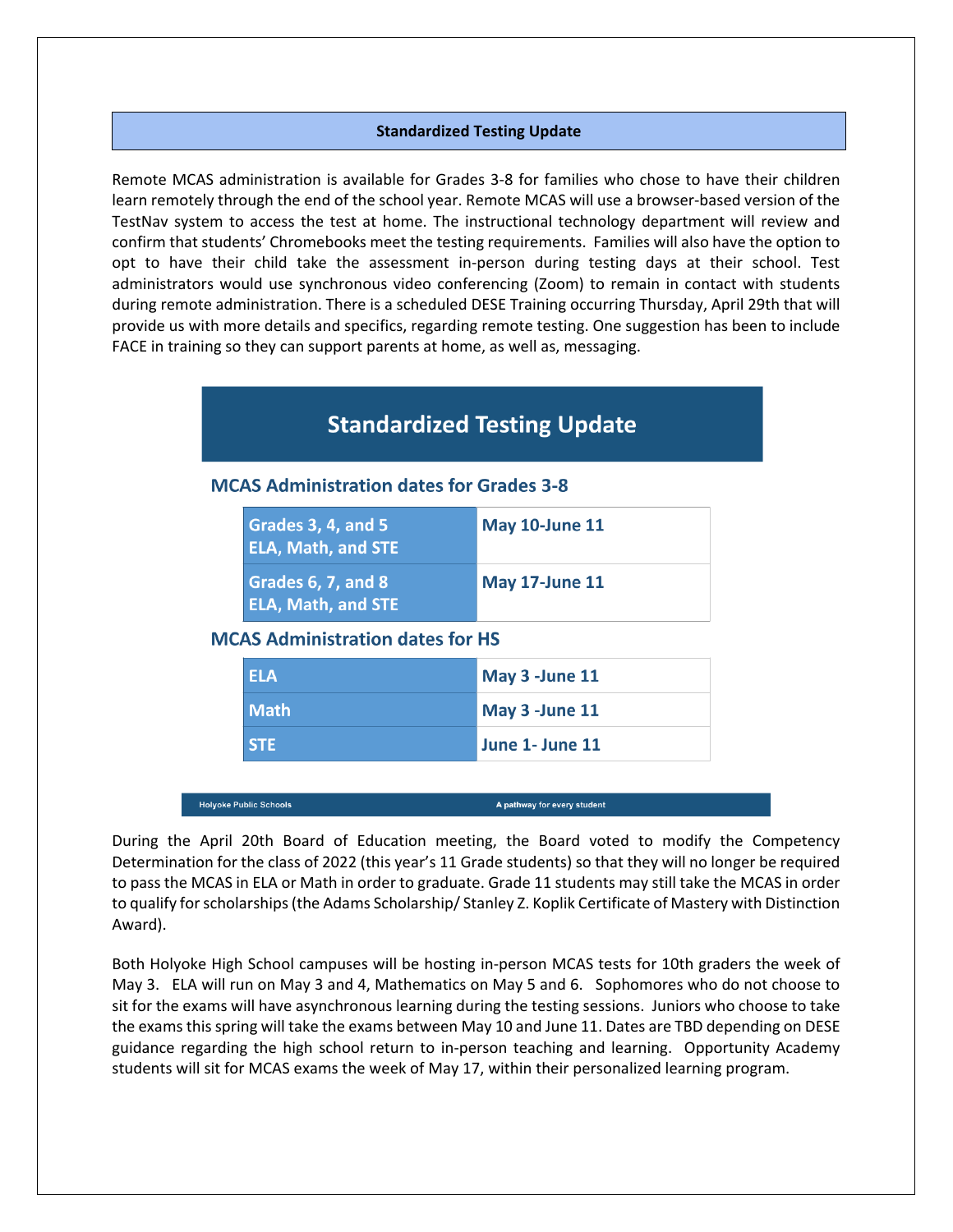## Standardized Testing Update

Remote MCAS administration is available for Grades 3-8 for families who chose to have their children learn remotely through the end of the school year. Remote MCAS will use a browser-based version of the TestNav system to access the test at home. The instructional technology department will review and confirm that students' Chromebooks meet the testing requirements. Families will also have the option to opt to have their child take the assessment in-person during testing days at their school. Test administrators would use synchronous video conferencing (Zoom) to remain in contact with students during remote administration. There is a scheduled DESE Training occurring Thursday, April 29th that will provide us with more details and specifics, regarding remote testing. One suggestion has been to include FACE in training so they can support parents at home, as well as, messaging.

### Standardized Testing Update

#### MCAS Administration dates for Grades 3-8

| Grades | Dates |
|---|---|
| Grades 3, 4, and 5 ELA, Math, and STE | May 10-June 11 |
| Grades 6, 7, and 8 ELA, Math, and STE | May 17-June 11 |

#### MCAS Administration dates for HS

| Subject | Dates |
|---|---|
| ELA | May 3 -June 11 |
| Math | May 3 -June 11 |
| STE | June 1- June 11 |

Holyoke Public Schools — A pathway for every student

During the April 20th Board of Education meeting, the Board voted to modify the Competency Determination for the class of 2022 (this year's 11 Grade students) so that they will no longer be required to pass the MCAS in ELA or Math in order to graduate. Grade 11 students may still take the MCAS in order to qualify for scholarships (the Adams Scholarship/ Stanley Z. Koplik Certificate of Mastery with Distinction Award).

Both Holyoke High School campuses will be hosting in-person MCAS tests for 10th graders the week of May 3. ELA will run on May 3 and 4, Mathematics on May 5 and 6. Sophomores who do not choose to sit for the exams will have asynchronous learning during the testing sessions. Juniors who choose to take the exams this spring will take the exams between May 10 and June 11. Dates are TBD depending on DESE guidance regarding the high school return to in-person teaching and learning. Opportunity Academy students will sit for MCAS exams the week of May 17, within their personalized learning program.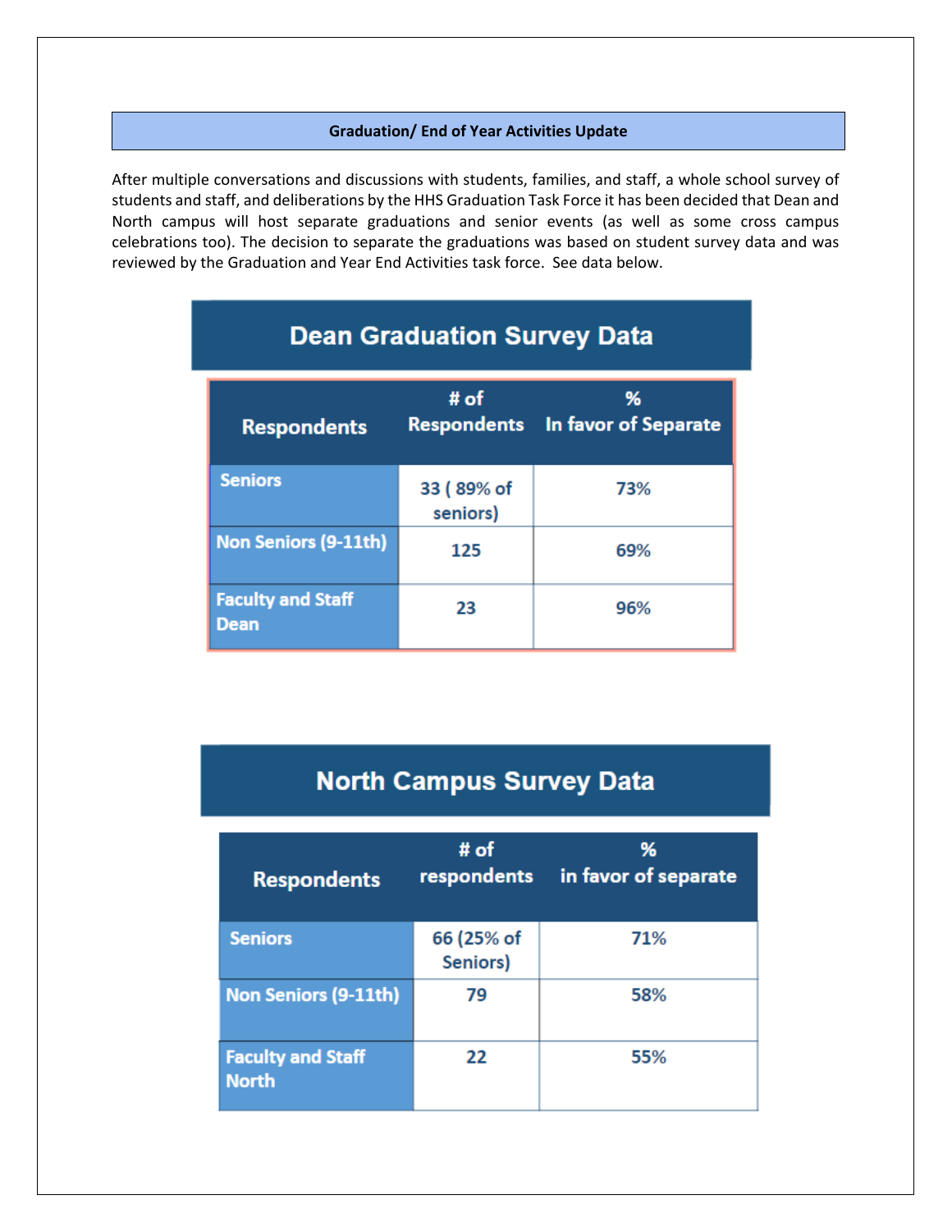## Graduation/ End of Year Activities Update

After multiple conversations and discussions with students, families, and staff, a whole school survey of students and staff, and deliberations by the HHS Graduation Task Force it has been decided that Dean and North campus will host separate graduations and senior events (as well as some cross campus celebrations too). The decision to separate the graduations was based on student survey data and was reviewed by the Graduation and Year End Activities task force. See data below.

### Dean Graduation Survey Data

| Respondents | # of Respondents | % In favor of Separate |
|---|---|---|
| Seniors | 33 ( 89% of seniors) | 73% |
| Non Seniors (9-11th) | 125 | 69% |
| Faculty and Staff Dean | 23 | 96% |

### North Campus Survey Data

| Respondents | # of respondents | % in favor of separate |
|---|---|---|
| Seniors | 66 (25% of Seniors) | 71% |
| Non Seniors (9-11th) | 79 | 58% |
| Faculty and Staff North | 22 | 55% |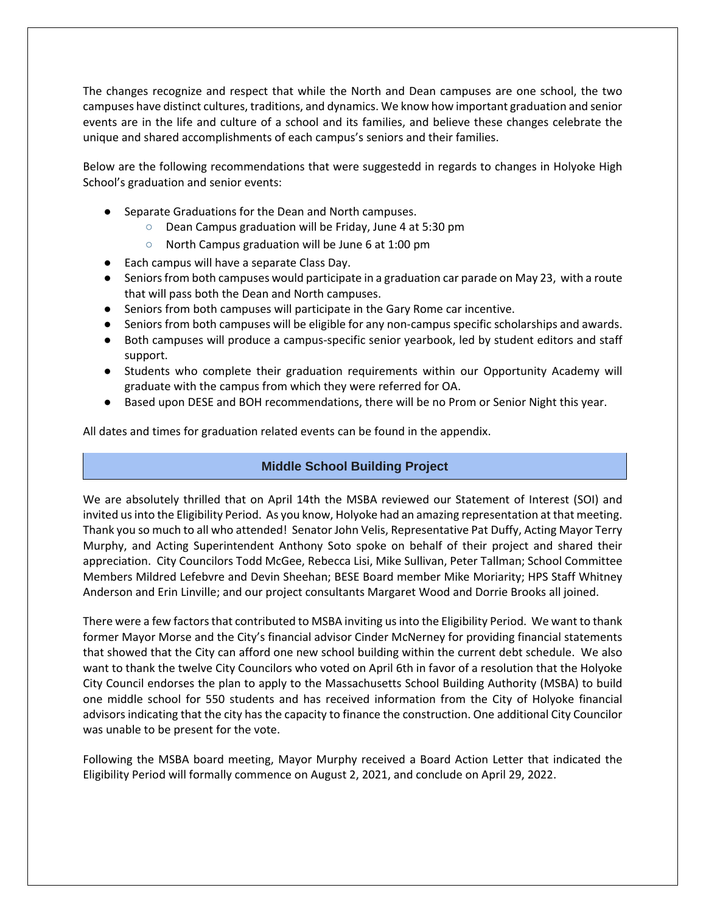The changes recognize and respect that while the North and Dean campuses are one school, the two campuses have distinct cultures, traditions, and dynamics. We know how important graduation and senior events are in the life and culture of a school and its families, and believe these changes celebrate the unique and shared accomplishments of each campus's seniors and their families.

Below are the following recommendations that were suggestedd in regards to changes in Holyoke High School's graduation and senior events:

- Separate Graduations for the Dean and North campuses.
    - Dean Campus graduation will be Friday, June 4 at 5:30 pm
    - North Campus graduation will be June 6 at 1:00 pm
- Each campus will have a separate Class Day.
- Seniors from both campuses would participate in a graduation car parade on May 23, with a route that will pass both the Dean and North campuses.
- Seniors from both campuses will participate in the Gary Rome car incentive.
- Seniors from both campuses will be eligible for any non-campus specific scholarships and awards.
- Both campuses will produce a campus-specific senior yearbook, led by student editors and staff support.
- Students who complete their graduation requirements within our Opportunity Academy will graduate with the campus from which they were referred for OA.
- Based upon DESE and BOH recommendations, there will be no Prom or Senior Night this year.

All dates and times for graduation related events can be found in the appendix.

## Middle School Building Project

We are absolutely thrilled that on April 14th the MSBA reviewed our Statement of Interest (SOI) and invited us into the Eligibility Period. As you know, Holyoke had an amazing representation at that meeting. Thank you so much to all who attended! Senator John Velis, Representative Pat Duffy, Acting Mayor Terry Murphy, and Acting Superintendent Anthony Soto spoke on behalf of their project and shared their appreciation. City Councilors Todd McGee, Rebecca Lisi, Mike Sullivan, Peter Tallman; School Committee Members Mildred Lefebvre and Devin Sheehan; BESE Board member Mike Moriarity; HPS Staff Whitney Anderson and Erin Linville; and our project consultants Margaret Wood and Dorrie Brooks all joined.

There were a few factors that contributed to MSBA inviting us into the Eligibility Period. We want to thank former Mayor Morse and the City's financial advisor Cinder McNerney for providing financial statements that showed that the City can afford one new school building within the current debt schedule. We also want to thank the twelve City Councilors who voted on April 6th in favor of a resolution that the Holyoke City Council endorses the plan to apply to the Massachusetts School Building Authority (MSBA) to build one middle school for 550 students and has received information from the City of Holyoke financial advisors indicating that the city has the capacity to finance the construction. One additional City Councilor was unable to be present for the vote.

Following the MSBA board meeting, Mayor Murphy received a Board Action Letter that indicated the Eligibility Period will formally commence on August 2, 2021, and conclude on April 29, 2022.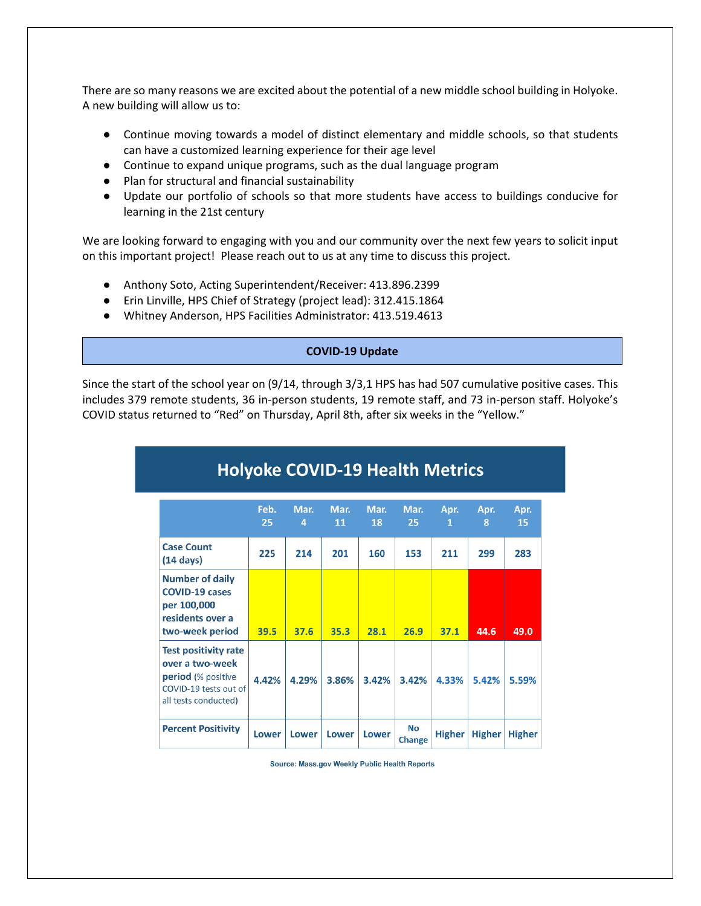There are so many reasons we are excited about the potential of a new middle school building in Holyoke. A new building will allow us to:

- Continue moving towards a model of distinct elementary and middle schools, so that students can have a customized learning experience for their age level
- Continue to expand unique programs, such as the dual language program
- Plan for structural and financial sustainability
- Update our portfolio of schools so that more students have access to buildings conducive for learning in the 21st century

We are looking forward to engaging with you and our community over the next few years to solicit input on this important project! Please reach out to us at any time to discuss this project.

- Anthony Soto, Acting Superintendent/Receiver: 413.896.2399
- Erin Linville, HPS Chief of Strategy (project lead): 312.415.1864
- Whitney Anderson, HPS Facilities Administrator: 413.519.4613

## COVID-19 Update

Since the start of the school year on (9/14, through 3/3,1 HPS has had 507 cumulative positive cases. This includes 379 remote students, 36 in-person students, 19 remote staff, and 73 in-person staff. Holyoke's COVID status returned to "Red" on Thursday, April 8th, after six weeks in the "Yellow."

### Holyoke COVID-19 Health Metrics

| | Feb. 25 | Mar. 4 | Mar. 11 | Mar. 18 | Mar. 25 | Apr. 1 | Apr. 8 | Apr. 15 |
|---|---|---|---|---|---|---|---|---|
| Case Count (14 days) | 225 | 214 | 201 | 160 | 153 | 211 | 299 | 283 |
| Number of daily COVID-19 cases per 100,000 residents over a two-week period | 39.5 | 37.6 | 35.3 | 28.1 | 26.9 | 37.1 | 44.6 | 49.0 |
| Test positivity rate over a two-week period (% positive COVID-19 tests out of all tests conducted) | 4.42% | 4.29% | 3.86% | 3.42% | 3.42% | 4.33% | 5.42% | 5.59% |
| Percent Positivity | Lower | Lower | Lower | Lower | No Change | Higher | Higher | Higher |

Source: Mass.gov Weekly Public Health Reports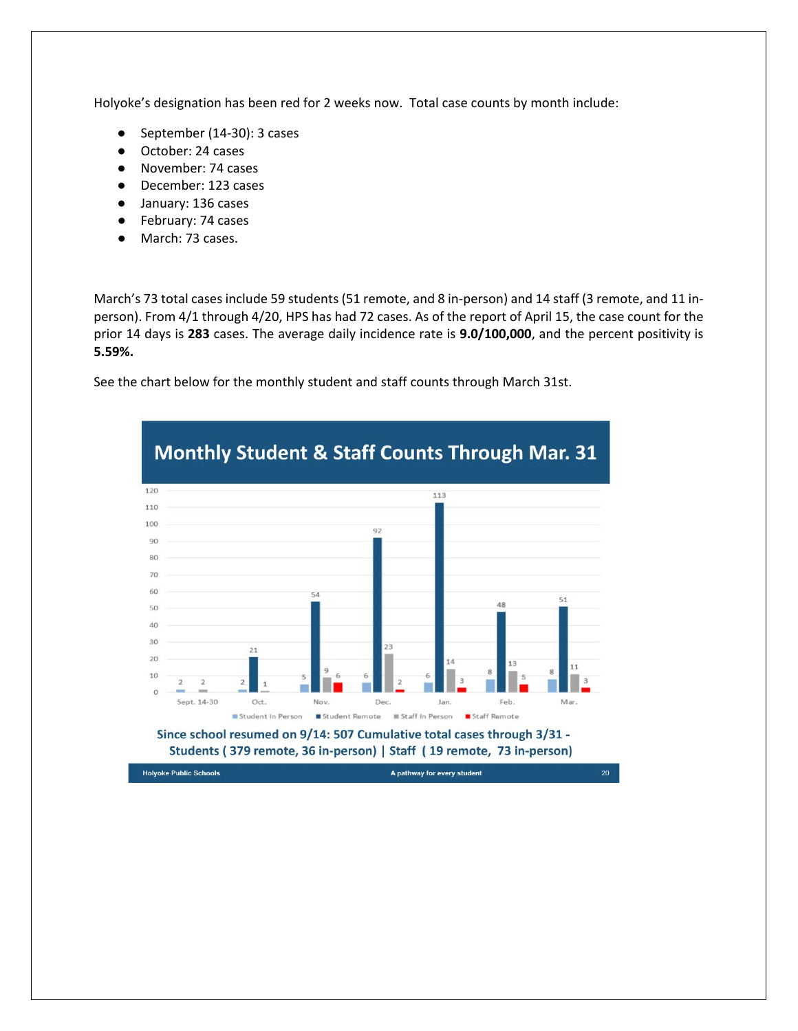Holyoke's designation has been red for 2 weeks now. Total case counts by month include:

- September (14-30): 3 cases
- October: 24 cases
- November: 74 cases
- December: 123 cases
- January: 136 cases
- February: 74 cases
- March: 73 cases.

March's 73 total cases include 59 students (51 remote, and 8 in-person) and 14 staff (3 remote, and 11 in-person). From 4/1 through 4/20, HPS has had 72 cases. As of the report of April 15, the case count for the prior 14 days is **283** cases. The average daily incidence rate is **9.0/100,000**, and the percent positivity is **5.59%.**

See the chart below for the monthly student and staff counts through March 31st.

## Monthly Student & Staff Counts Through Mar. 31

| Month | Student In Person | Student Remote | Staff In Person | Staff Remote |
|---|---|---|---|---|
| Sept. 14-30 | 2 | | 2 | |
| Oct. | 2 | 21 | 1 | |
| Nov. | 5 | 54 | 9 | 6 |
| Dec. | 6 | 92 | 23 | 2 |
| Jan. | 6 | 113 | 14 | 3 |
| Feb. | 8 | 48 | 13 | 5 |
| Mar. | 8 | 51 | 11 | 3 |

**Since school resumed on 9/14: 507 Cumulative total cases through 3/31 - Students ( 379 remote, 36 in-person) | Staff ( 19 remote, 73 in-person)**

Holyoke Public Schools — A pathway for every student — 20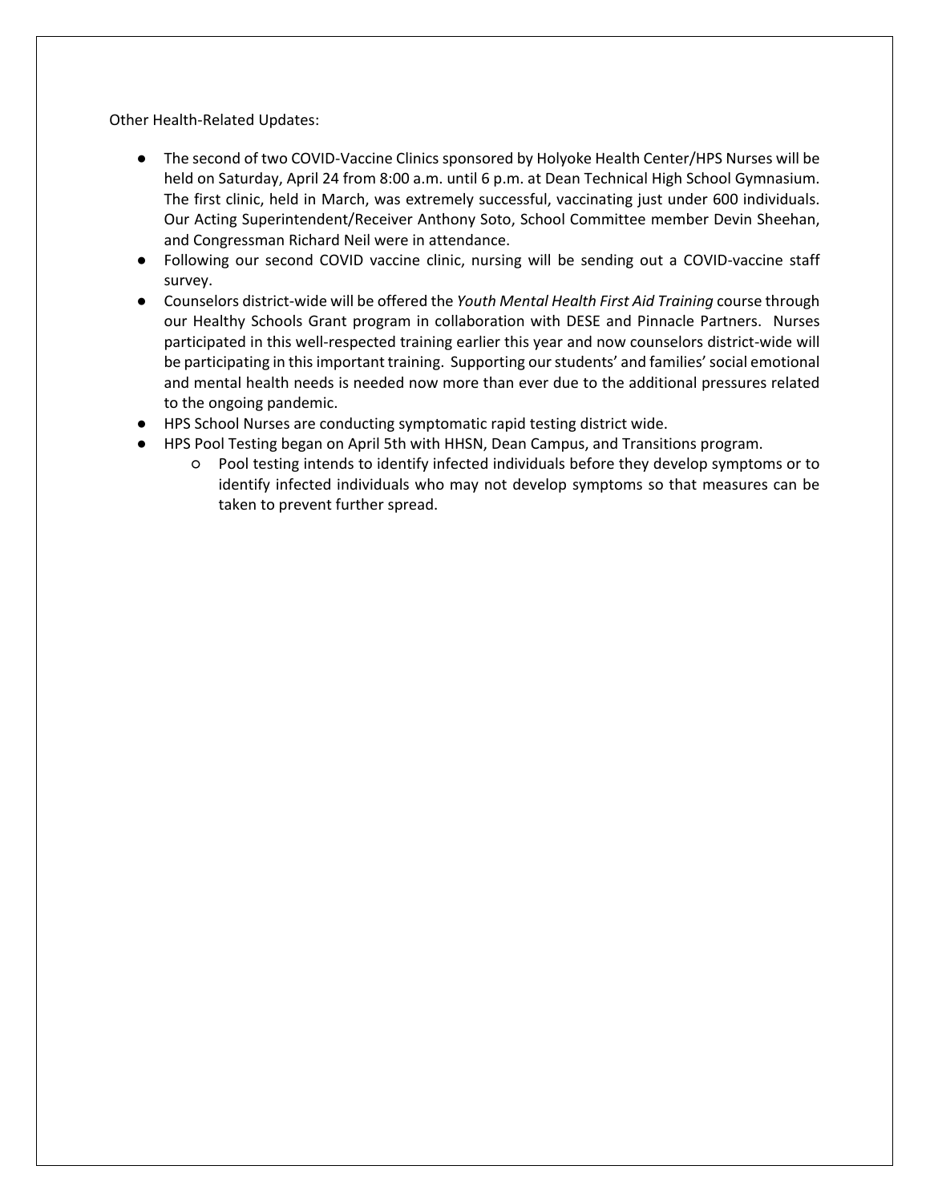Other Health-Related Updates:

- The second of two COVID-Vaccine Clinics sponsored by Holyoke Health Center/HPS Nurses will be held on Saturday, April 24 from 8:00 a.m. until 6 p.m. at Dean Technical High School Gymnasium. The first clinic, held in March, was extremely successful, vaccinating just under 600 individuals. Our Acting Superintendent/Receiver Anthony Soto, School Committee member Devin Sheehan, and Congressman Richard Neil were in attendance.
- Following our second COVID vaccine clinic, nursing will be sending out a COVID-vaccine staff survey.
- Counselors district-wide will be offered the *Youth Mental Health First Aid Training* course through our Healthy Schools Grant program in collaboration with DESE and Pinnacle Partners. Nurses participated in this well-respected training earlier this year and now counselors district-wide will be participating in this important training. Supporting our students' and families' social emotional and mental health needs is needed now more than ever due to the additional pressures related to the ongoing pandemic.
- HPS School Nurses are conducting symptomatic rapid testing district wide.
- HPS Pool Testing began on April 5th with HHSN, Dean Campus, and Transitions program.
  - Pool testing intends to identify infected individuals before they develop symptoms or to identify infected individuals who may not develop symptoms so that measures can be taken to prevent further spread.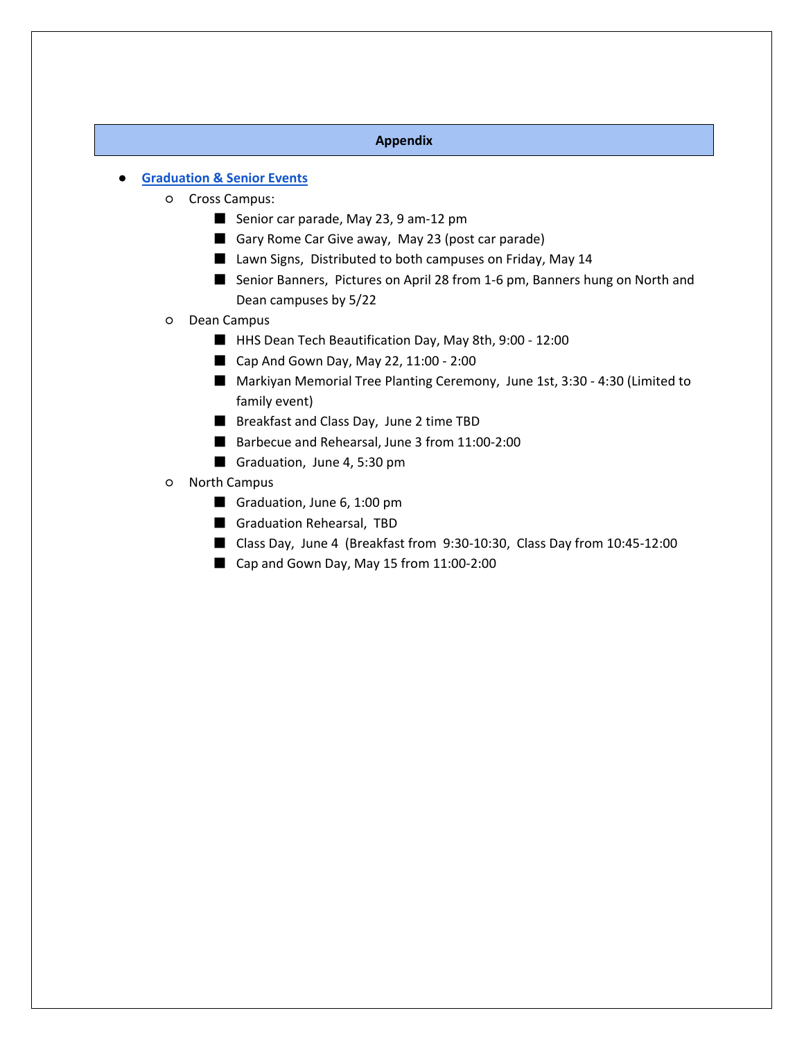## Appendix

- [**Graduation & Senior Events**]()
  - Cross Campus:
    - Senior car parade, May 23, 9 am-12 pm
    - Gary Rome Car Give away, May 23 (post car parade)
    - Lawn Signs, Distributed to both campuses on Friday, May 14
    - Senior Banners, Pictures on April 28 from 1-6 pm, Banners hung on North and Dean campuses by 5/22
  - Dean Campus
    - HHS Dean Tech Beautification Day, May 8th, 9:00 - 12:00
    - Cap And Gown Day, May 22, 11:00 - 2:00
    - Markiyan Memorial Tree Planting Ceremony, June 1st, 3:30 - 4:30 (Limited to family event)
    - Breakfast and Class Day, June 2 time TBD
    - Barbecue and Rehearsal, June 3 from 11:00-2:00
    - Graduation, June 4, 5:30 pm
  - North Campus
    - Graduation, June 6, 1:00 pm
    - Graduation Rehearsal, TBD
    - Class Day, June 4 (Breakfast from 9:30-10:30, Class Day from 10:45-12:00
    - Cap and Gown Day, May 15 from 11:00-2:00